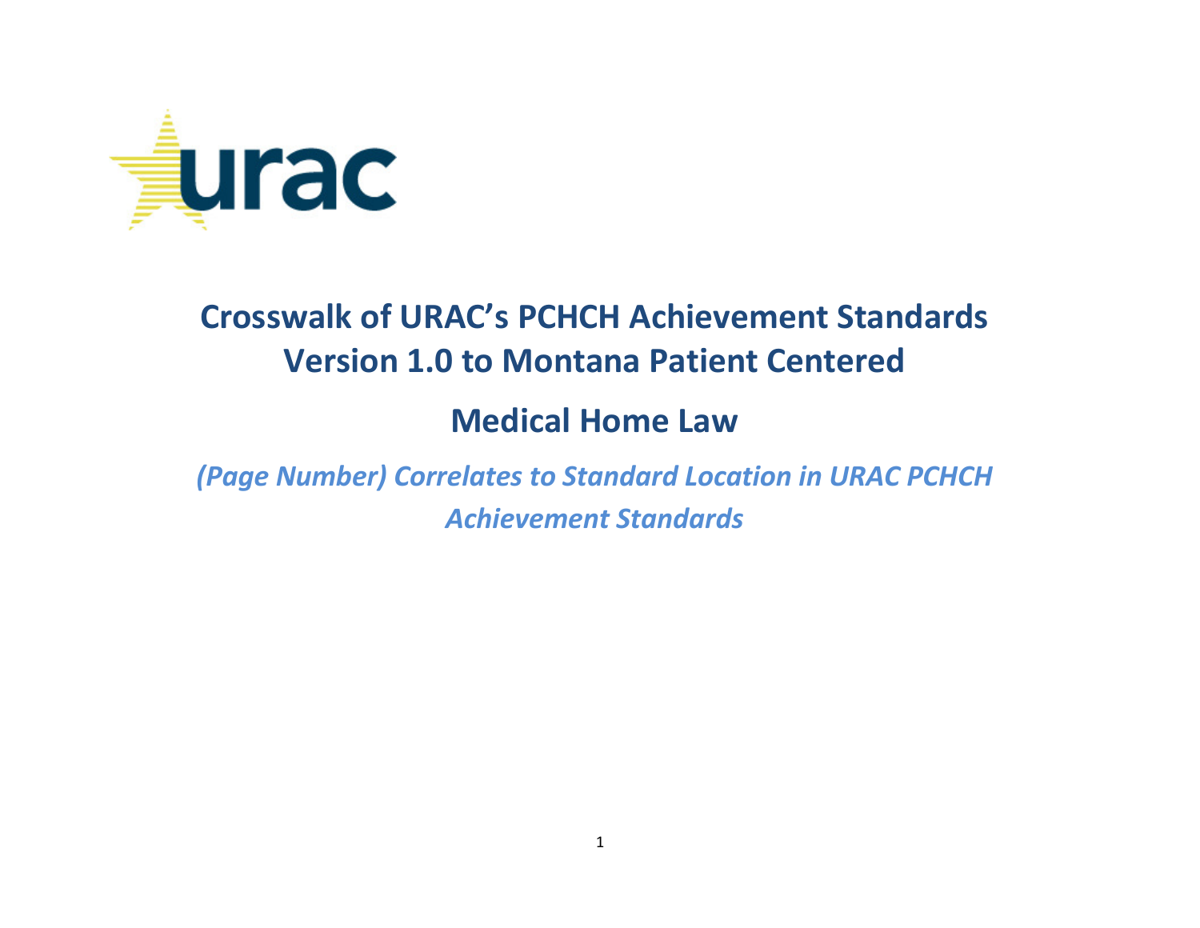urac

# Crosswalk of URAC's PCHCH Achievement Standards Version 1.0 to Montana Patient Centered Medical Home Law

*(Page Number) Correlates to Standard Location in URAC PCHCH Achievement Standards*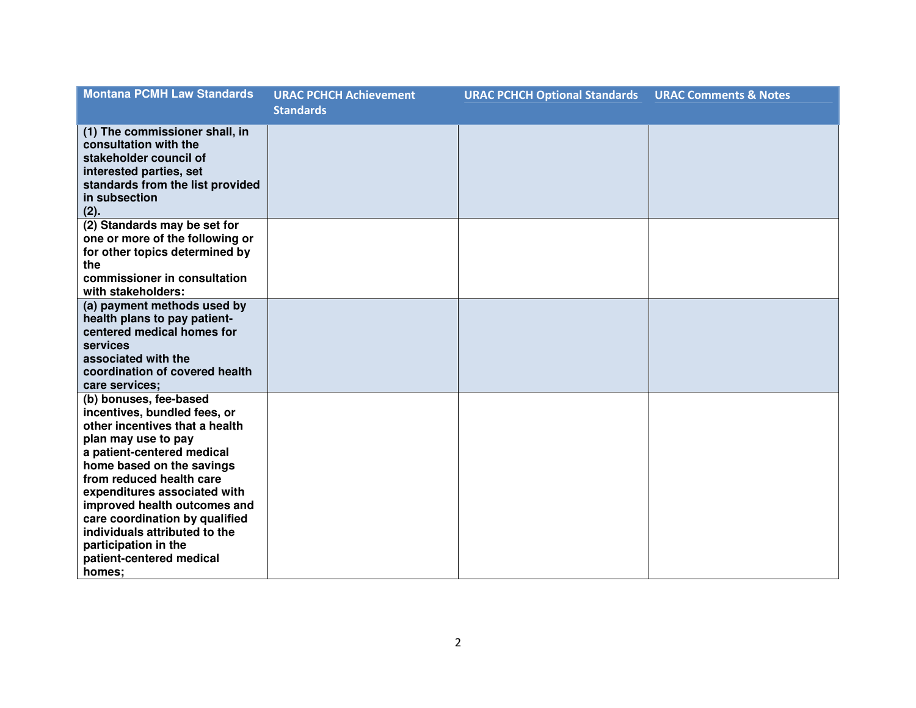| Montana PCMH Law Standards | URAC PCHCH Achievement Standards | URAC PCHCH Optional Standards | URAC Comments & Notes |
|---|---|---|---|
| **(1) The commissioner shall, in consultation with the stakeholder council of interested parties, set standards from the list provided in subsection (2).** | | | |
| **(2) Standards may be set for one or more of the following or for other topics determined by the commissioner in consultation with stakeholders:** | | | |
| **(a) payment methods used by health plans to pay patient-centered medical homes for services associated with the coordination of covered health care services;** | | | |
| **(b) bonuses, fee-based incentives, bundled fees, or other incentives that a health plan may use to pay a patient-centered medical home based on the savings from reduced health care expenditures associated with improved health outcomes and care coordination by qualified individuals attributed to the participation in the patient-centered medical homes;** | | | |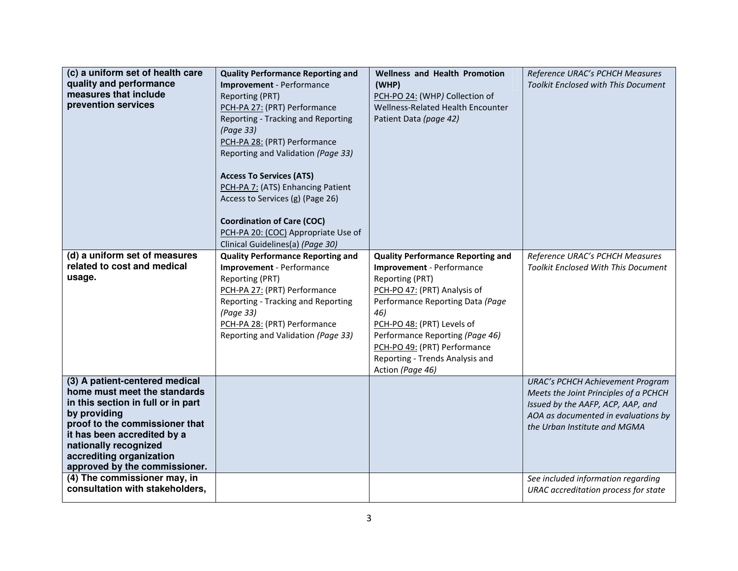| | | | |
|---|---|---|---|
| **(c) a uniform set of health care quality and performance measures that include prevention services** | **Quality Performance Reporting and Improvement** - Performance Reporting (PRT)<br>PCH-PA 27: (PRT) Performance Reporting - Tracking and Reporting *(Page 33)*<br>PCH-PA 28: (PRT) Performance Reporting and Validation *(Page 33)*<br><br>**Access To Services (ATS)**<br>PCH-PA 7: (ATS) Enhancing Patient Access to Services (g) (Page 26)<br><br>**Coordination of Care (COC)**<br>PCH-PA 20: (COC) Appropriate Use of Clinical Guidelines(a) *(Page 30)* | **Wellness and Health Promotion (WHP)**<br>PCH-PO 24: (WHP*)* Collection of Wellness-Related Health Encounter Patient Data *(page 42)* | *Reference URAC's PCHCH Measures Toolkit Enclosed with This Document* |
| **(d) a uniform set of measures related to cost and medical usage.** | **Quality Performance Reporting and Improvement** - Performance Reporting (PRT)<br>PCH-PA 27: (PRT) Performance Reporting - Tracking and Reporting *(Page 33)*<br>PCH-PA 28: (PRT) Performance Reporting and Validation *(Page 33)* | **Quality Performance Reporting and Improvement** - Performance Reporting (PRT)<br>PCH-PO 47: (PRT) Analysis of Performance Reporting Data *(Page 46)*<br>PCH-PO 48: (PRT) Levels of Performance Reporting *(Page 46)*<br>PCH-PO 49: (PRT) Performance Reporting - Trends Analysis and Action *(Page 46)* | *Reference URAC's PCHCH Measures Toolkit Enclosed With This Document* |
| **(3) A patient-centered medical home must meet the standards in this section in full or in part by providing proof to the commissioner that it has been accredited by a nationally recognized accrediting organization approved by the commissioner.** | | | *URAC's PCHCH Achievement Program Meets the Joint Principles of a PCHCH Issued by the AAFP, ACP, AAP, and AOA as documented in evaluations by the Urban Institute and MGMA* |
| **(4) The commissioner may, in consultation with stakeholders,** | | | *See included information regarding URAC accreditation process for state* |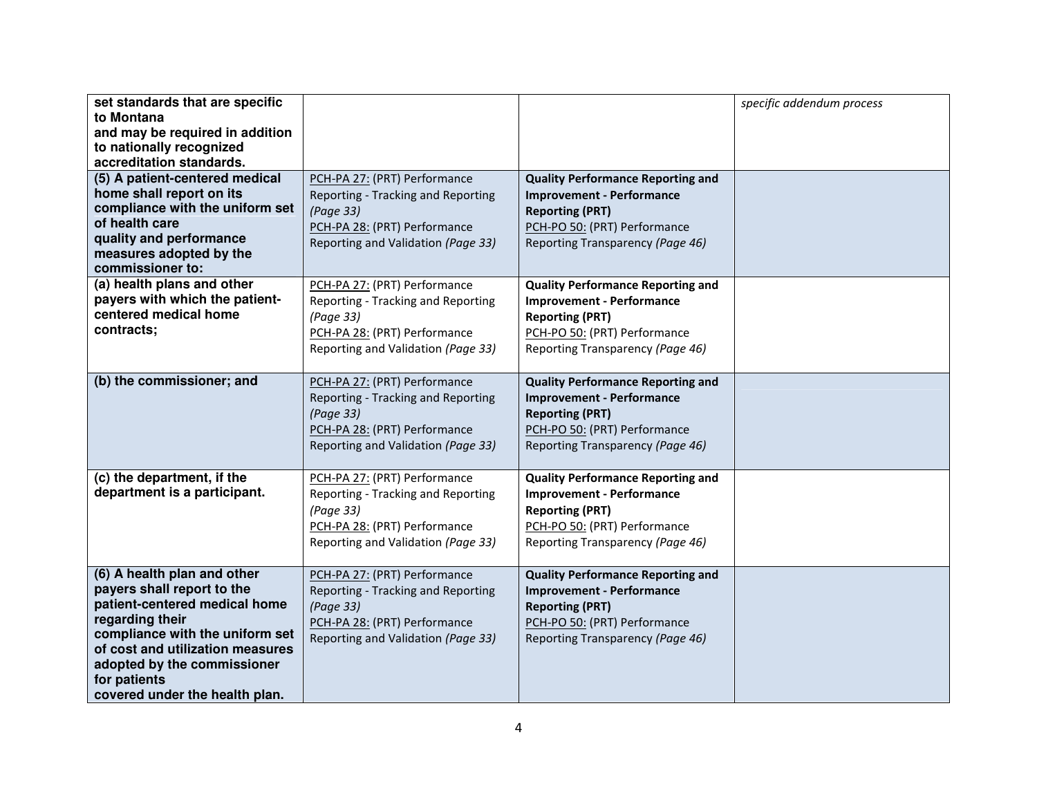| | | | |
|---|---|---|---|
| **set standards that are specific to Montana and may be required in addition to nationally recognized accreditation standards.** | | | *specific addendum process* |
| **(5) A patient-centered medical home shall report on its compliance with the uniform set of health care quality and performance measures adopted by the commissioner to:** | PCH-PA 27: (PRT) Performance Reporting - Tracking and Reporting *(Page 33)*<br>PCH-PA 28: (PRT) Performance Reporting and Validation *(Page 33)* | **Quality Performance Reporting and Improvement - Performance Reporting (PRT)**<br>PCH-PO 50: (PRT) Performance Reporting Transparency *(Page 46)* | |
| **(a) health plans and other payers with which the patient-centered medical home contracts;** | PCH-PA 27: (PRT) Performance Reporting - Tracking and Reporting *(Page 33)*<br>PCH-PA 28: (PRT) Performance Reporting and Validation *(Page 33)* | **Quality Performance Reporting and Improvement - Performance Reporting (PRT)**<br>PCH-PO 50: (PRT) Performance Reporting Transparency *(Page 46)* | |
| **(b) the commissioner; and** | PCH-PA 27: (PRT) Performance Reporting - Tracking and Reporting *(Page 33)*<br>PCH-PA 28: (PRT) Performance Reporting and Validation *(Page 33)* | **Quality Performance Reporting and Improvement - Performance Reporting (PRT)**<br>PCH-PO 50: (PRT) Performance Reporting Transparency *(Page 46)* | |
| **(c) the department, if the department is a participant.** | PCH-PA 27: (PRT) Performance Reporting - Tracking and Reporting *(Page 33)*<br>PCH-PA 28: (PRT) Performance Reporting and Validation *(Page 33)* | **Quality Performance Reporting and Improvement - Performance Reporting (PRT)**<br>PCH-PO 50: (PRT) Performance Reporting Transparency *(Page 46)* | |
| **(6) A health plan and other payers shall report to the patient-centered medical home regarding their compliance with the uniform set of cost and utilization measures adopted by the commissioner for patients covered under the health plan.** | PCH-PA 27: (PRT) Performance Reporting - Tracking and Reporting *(Page 33)*<br>PCH-PA 28: (PRT) Performance Reporting and Validation *(Page 33)* | **Quality Performance Reporting and Improvement - Performance Reporting (PRT)**<br>PCH-PO 50: (PRT) Performance Reporting Transparency *(Page 46)* | |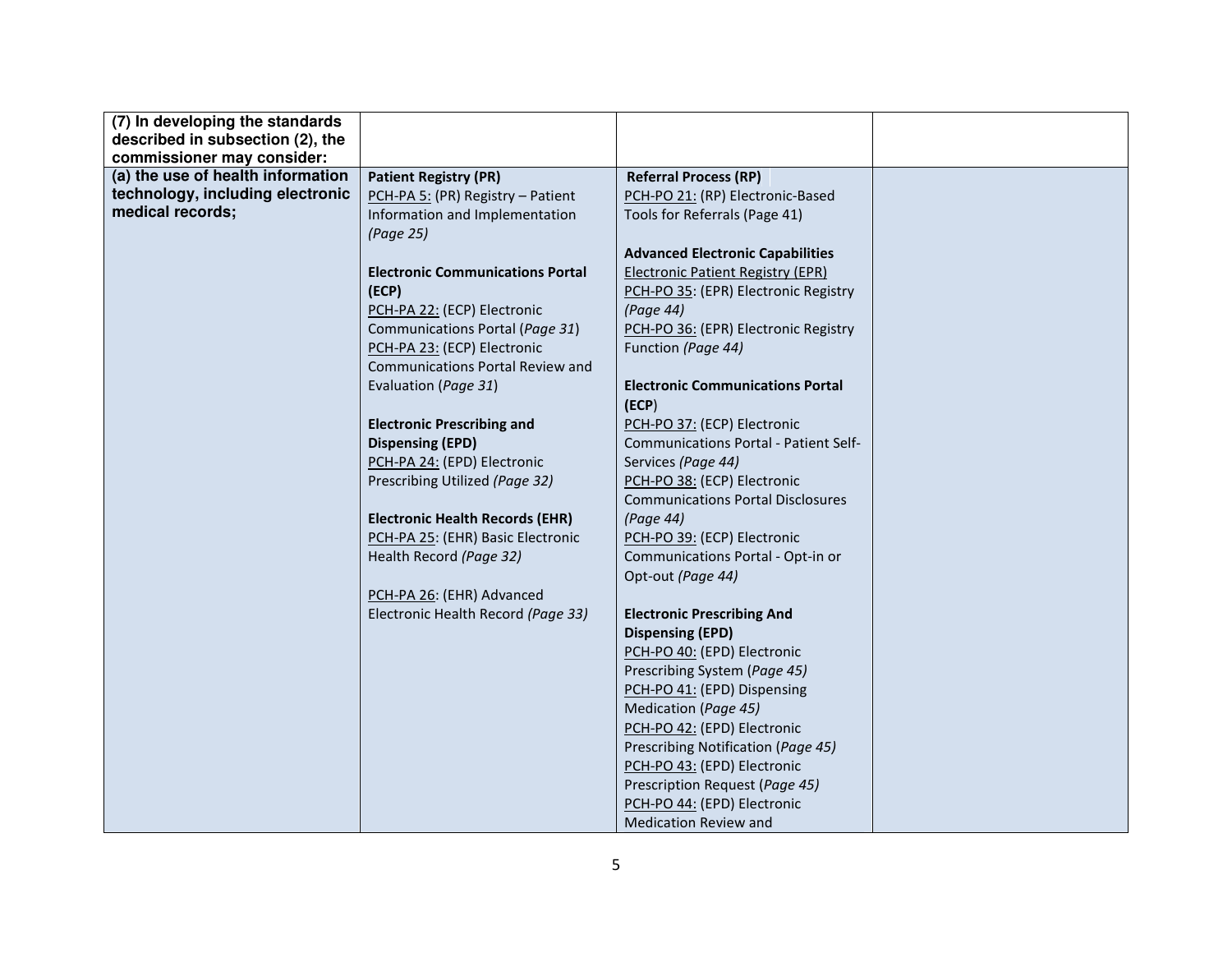| **(7) In developing the standards described in subsection (2), the commissioner may consider:** | | | |
|---|---|---|---|
| **(a) the use of health information technology, including electronic medical records;** | **Patient Registry (PR)**<br>PCH-PA 5: (PR) Registry – Patient Information and Implementation *(Page 25)*<br><br>**Electronic Communications Portal (ECP)**<br>PCH-PA 22: (ECP) Electronic Communications Portal (*Page 31*)<br>PCH-PA 23: (ECP) Electronic Communications Portal Review and Evaluation (*Page 31*)<br><br>**Electronic Prescribing and Dispensing (EPD)**<br>PCH-PA 24: (EPD) Electronic Prescribing Utilized *(Page 32)*<br><br>**Electronic Health Records (EHR)**<br>PCH-PA 25: (EHR) Basic Electronic Health Record *(Page 32)*<br><br>PCH-PA 26: (EHR) Advanced Electronic Health Record *(Page 33)* | **Referral Process (RP)**<br>PCH-PO 21: (RP) Electronic-Based Tools for Referrals (Page 41)<br><br>**Advanced Electronic Capabilities**<br>Electronic Patient Registry (EPR)<br>PCH-PO 35: (EPR) Electronic Registry *(Page 44)*<br>PCH-PO 36: (EPR) Electronic Registry Function *(Page 44)*<br><br>**Electronic Communications Portal (ECP)**<br>PCH-PO 37: (ECP) Electronic Communications Portal - Patient Self-Services *(Page 44)*<br>PCH-PO 38: (ECP) Electronic Communications Portal Disclosures *(Page 44)*<br>PCH-PO 39: (ECP) Electronic Communications Portal - Opt-in or Opt-out *(Page 44)*<br><br>**Electronic Prescribing And Dispensing (EPD)**<br>PCH-PO 40: (EPD) Electronic Prescribing System (*Page 45)*<br>PCH-PO 41: (EPD) Dispensing Medication (*Page 45)*<br>PCH-PO 42: (EPD) Electronic Prescribing Notification (*Page 45)*<br>PCH-PO 43: (EPD) Electronic Prescription Request (*Page 45)*<br>PCH-PO 44: (EPD) Electronic Medication Review and | |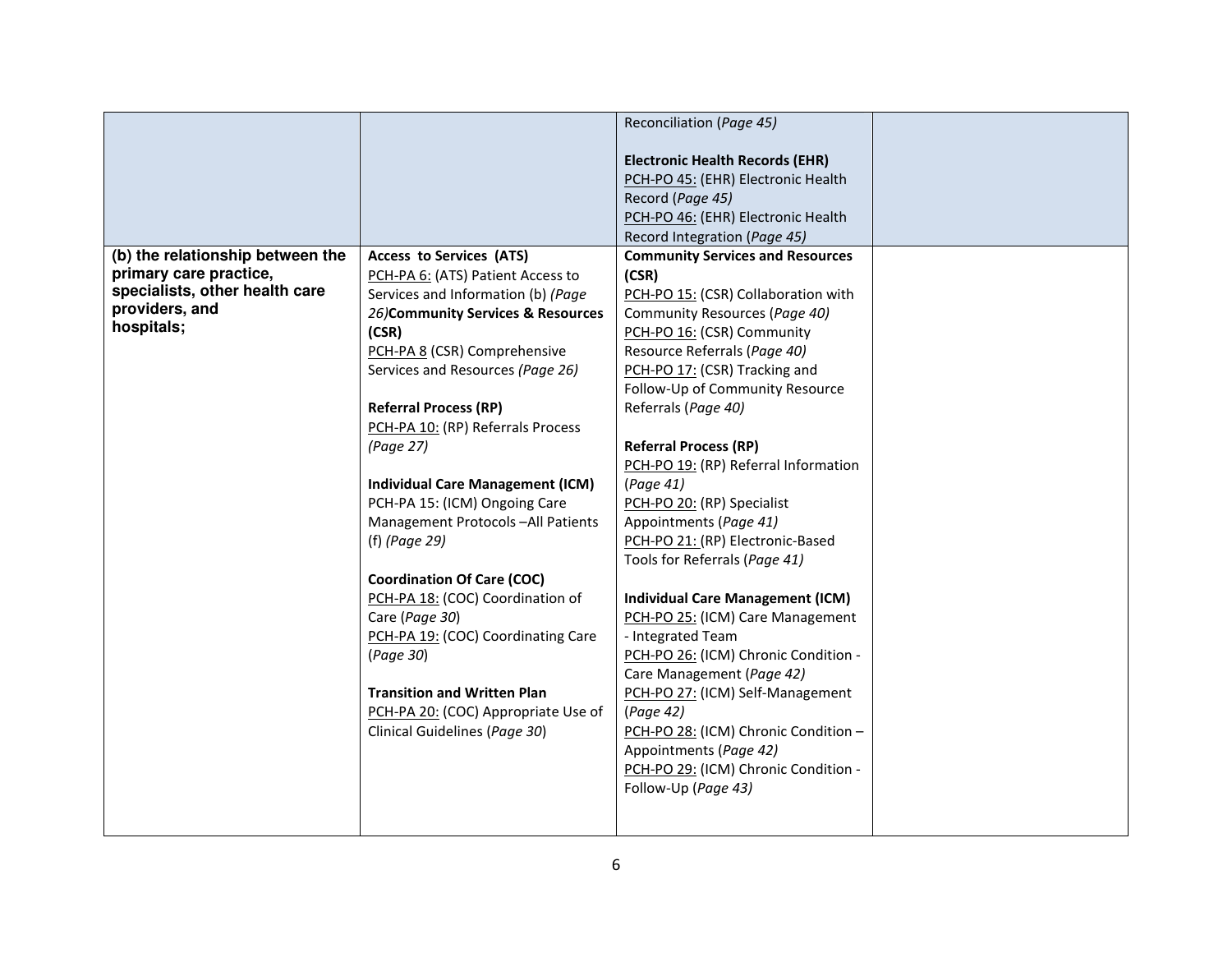| | | | |
|---|---|---|---|
| | | Reconciliation (*Page 45)*<br><br>**Electronic Health Records (EHR)**<br>PCH-PO 45: (EHR) Electronic Health Record (*Page 45)*<br>PCH-PO 46: (EHR) Electronic Health Record Integration (*Page 45)* | |
| **(b) the relationship between the primary care practice, specialists, other health care providers, and hospitals;** | **Access to Services (ATS)**<br>PCH-PA 6: (ATS) Patient Access to Services and Information (b) *(Page 26)***Community Services & Resources (CSR)**<br>PCH-PA 8 (CSR) Comprehensive Services and Resources *(Page 26)*<br><br>**Referral Process (RP)**<br>PCH-PA 10: (RP) Referrals Process *(Page 27)*<br><br>**Individual Care Management (ICM)**<br>PCH-PA 15: (ICM) Ongoing Care Management Protocols –All Patients (f) *(Page 29)*<br><br>**Coordination Of Care (COC)**<br>PCH-PA 18: (COC) Coordination of Care (*Page 30*)<br>PCH-PA 19: (COC) Coordinating Care (*Page 30*)<br><br>**Transition and Written Plan**<br>PCH-PA 20: (COC) Appropriate Use of Clinical Guidelines (*Page 30*) | **Community Services and Resources (CSR)**<br>PCH-PO 15: (CSR) Collaboration with Community Resources (*Page 40)*<br>PCH-PO 16: (CSR) Community Resource Referrals (*Page 40)*<br>PCH-PO 17: (CSR) Tracking and Follow-Up of Community Resource Referrals (*Page 40)*<br><br>**Referral Process (RP)**<br>PCH-PO 19: (RP) Referral Information (*Page 41)*<br>PCH-PO 20: (RP) Specialist Appointments (*Page 41)*<br>PCH-PO 21: (RP) Electronic-Based Tools for Referrals (*Page 41)*<br><br>**Individual Care Management (ICM)**<br>PCH-PO 25: (ICM) Care Management - Integrated Team<br>PCH-PO 26: (ICM) Chronic Condition - Care Management (*Page 42)*<br>PCH-PO 27: (ICM) Self-Management (*Page 42)*<br>PCH-PO 28: (ICM) Chronic Condition – Appointments (*Page 42)*<br>PCH-PO 29: (ICM) Chronic Condition - Follow-Up (*Page 43)* | |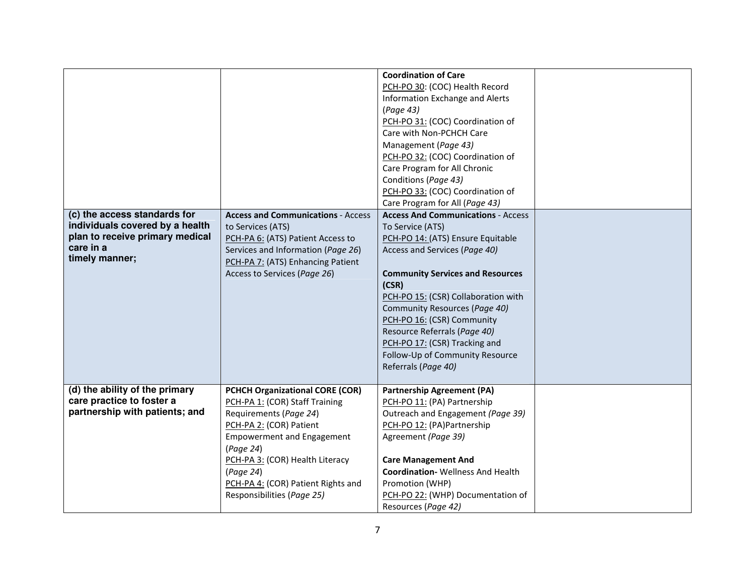| | | | |
|---|---|---|---|
| | | **Coordination of Care**<br>PCH-PO 30: (COC) Health Record Information Exchange and Alerts (*Page 43)*<br>PCH-PO 31: (COC) Coordination of Care with Non-PCHCH Care Management (*Page 43)*<br>PCH-PO 32: (COC) Coordination of Care Program for All Chronic Conditions (*Page 43)*<br>PCH-PO 33: (COC) Coordination of Care Program for All (*Page 43)* | |
| **(c) the access standards for individuals covered by a health plan to receive primary medical care in a timely manner;** | **Access and Communications** - Access to Services (ATS)<br>PCH-PA 6: (ATS) Patient Access to Services and Information (*Page 26*)<br>PCH-PA 7: (ATS) Enhancing Patient Access to Services (*Page 26*) | **Access And Communications** - Access To Service (ATS)<br>PCH-PO 14: (ATS) Ensure Equitable Access and Services (*Page 40)*<br><br>**Community Services and Resources (CSR)**<br>PCH-PO 15: (CSR) Collaboration with Community Resources (*Page 40)*<br>PCH-PO 16: (CSR) Community Resource Referrals (*Page 40)*<br>PCH-PO 17: (CSR) Tracking and Follow-Up of Community Resource Referrals (*Page 40)* | |
| **(d) the ability of the primary care practice to foster a partnership with patients; and** | **PCHCH Organizational CORE (COR)**<br>PCH-PA 1: (COR) Staff Training Requirements (*Page 24*)<br>PCH-PA 2: (COR) Patient Empowerment and Engagement (*Page 24*)<br>PCH-PA 3: (COR) Health Literacy (*Page 24*)<br>PCH-PA 4: (COR) Patient Rights and Responsibilities (*Page 25)* | **Partnership Agreement (PA)**<br>PCH-PO 11: (PA) Partnership Outreach and Engagement *(Page 39)*<br>PCH-PO 12: (PA)Partnership Agreement *(Page 39)*<br><br>**Care Management And Coordination-** Wellness And Health Promotion (WHP)<br>PCH-PO 22: (WHP) Documentation of Resources (*Page 42)* | |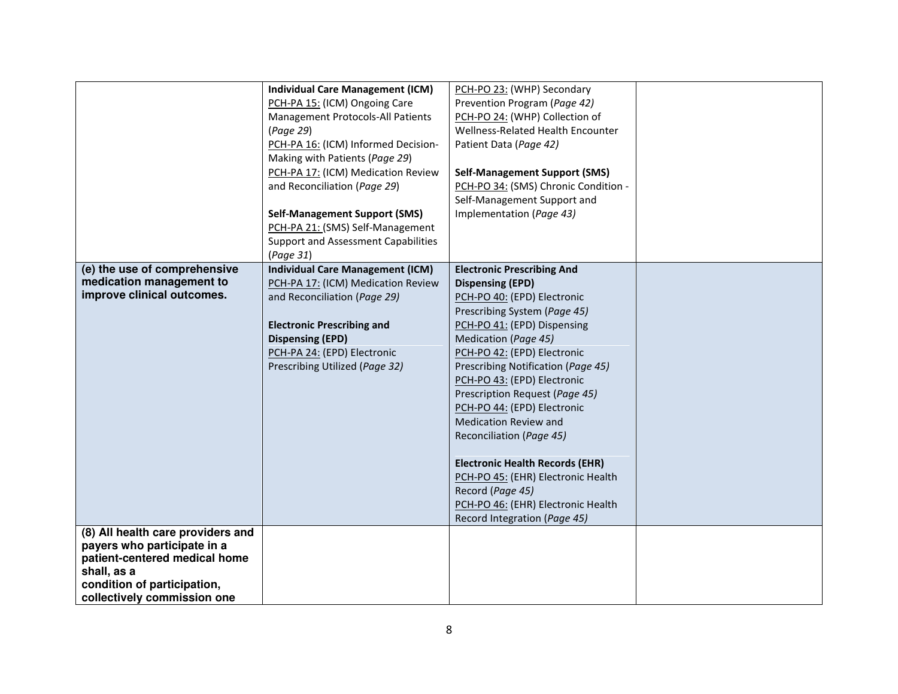| | | | |
|---|---|---|---|
| | **Individual Care Management (ICM)**<br>PCH-PA 15: (ICM) Ongoing Care Management Protocols-All Patients (*Page 29*)<br>PCH-PA 16: (ICM) Informed Decision-Making with Patients (*Page 29*)<br>PCH-PA 17: (ICM) Medication Review and Reconciliation (*Page 29*)<br><br>**Self-Management Support (SMS)**<br>PCH-PA 21: (SMS) Self-Management Support and Assessment Capabilities (*Page 31*) | PCH-PO 23: (WHP) Secondary Prevention Program (*Page 42)*<br>PCH-PO 24: (WHP) Collection of Wellness-Related Health Encounter Patient Data (*Page 42)*<br><br>**Self-Management Support (SMS)**<br>PCH-PO 34: (SMS) Chronic Condition - Self-Management Support and Implementation (*Page 43)* | |
| **(e) the use of comprehensive medication management to improve clinical outcomes.** | **Individual Care Management (ICM)**<br>PCH-PA 17: (ICM) Medication Review and Reconciliation (*Page 29)*<br><br>**Electronic Prescribing and Dispensing (EPD)**<br>PCH-PA 24: (EPD) Electronic Prescribing Utilized (*Page 32)* | **Electronic Prescribing And Dispensing (EPD)**<br>PCH-PO 40: (EPD) Electronic Prescribing System (*Page 45)*<br>PCH-PO 41: (EPD) Dispensing Medication (*Page 45)*<br>PCH-PO 42: (EPD) Electronic Prescribing Notification (*Page 45)*<br>PCH-PO 43: (EPD) Electronic Prescription Request (*Page 45)*<br>PCH-PO 44: (EPD) Electronic Medication Review and Reconciliation (*Page 45)*<br><br>**Electronic Health Records (EHR)**<br>PCH-PO 45: (EHR) Electronic Health Record (*Page 45)*<br>PCH-PO 46: (EHR) Electronic Health Record Integration (*Page 45)* | |
| **(8) All health care providers and payers who participate in a patient-centered medical home shall, as a condition of participation, collectively commission one** | | | |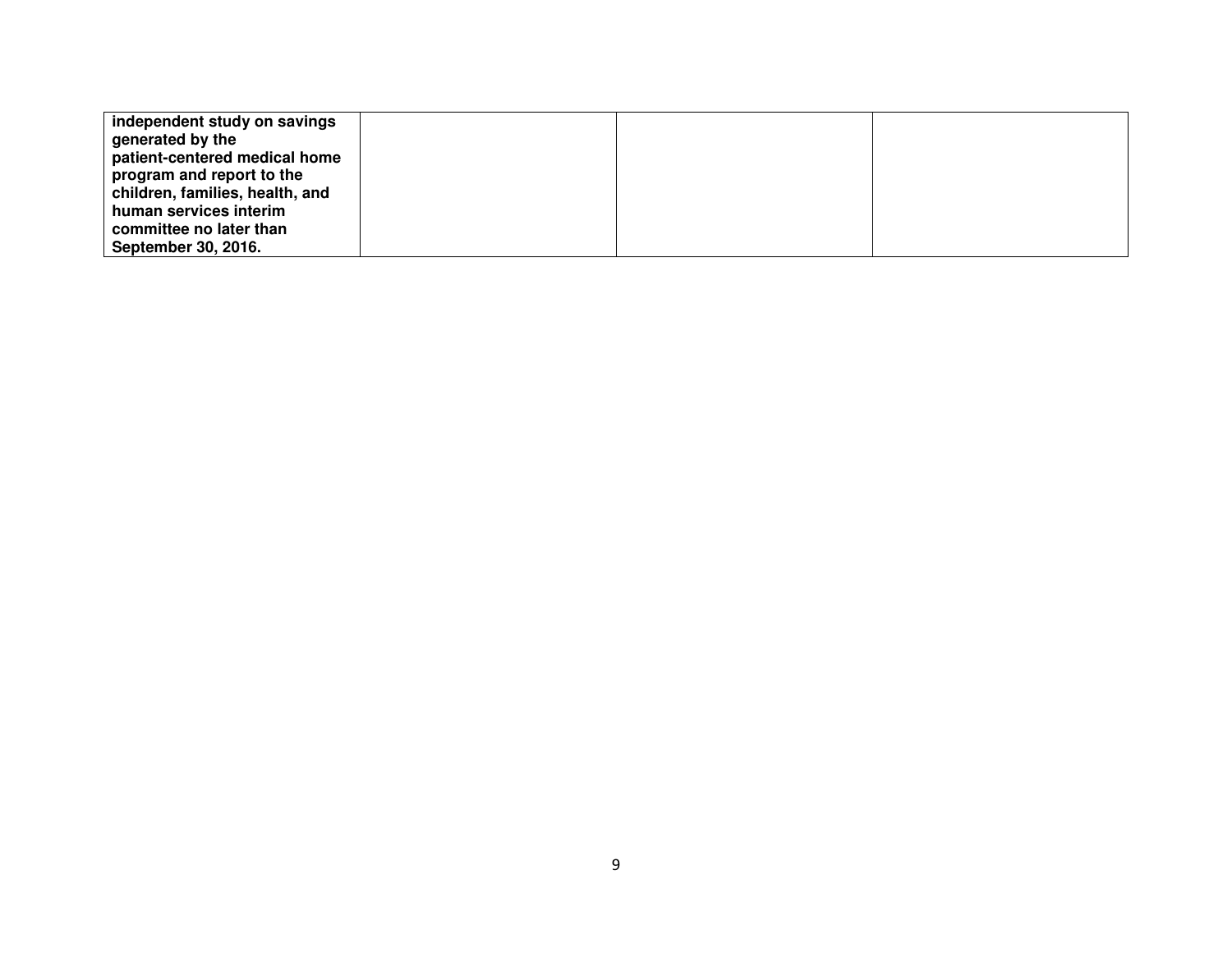| | | | |
|---|---|---|---|
| **independent study on savings generated by the patient-centered medical home program and report to the children, families, health, and human services interim committee no later than September 30, 2016.** | | | |